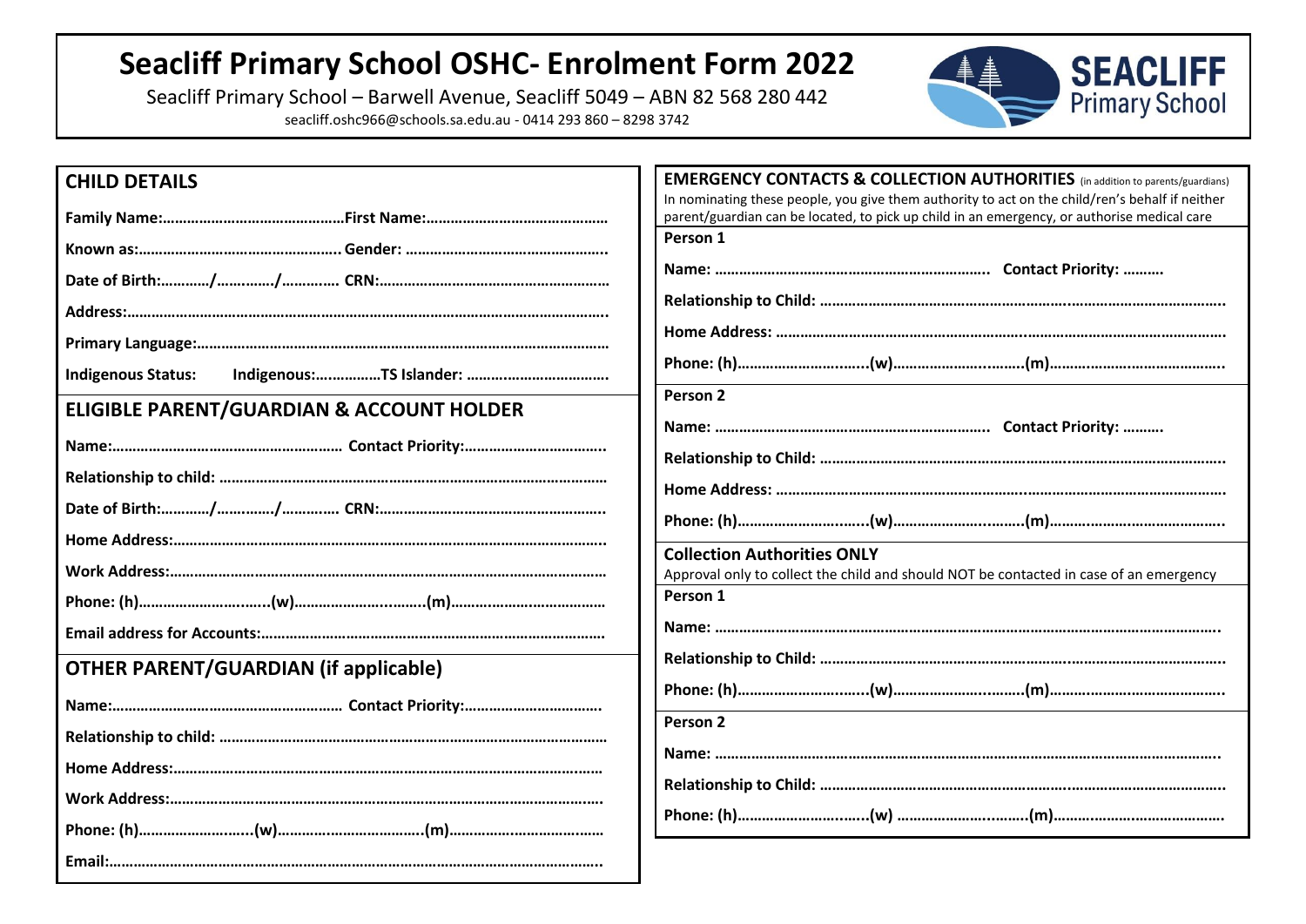# Seacliff Primary School OSHC- Enrolment Form 2022

Seacliff Primary School – Barwell Avenue, Seacliff 5049 – ABN 82 568 280 442

seacliff.oshc966@schools.sa.edu.au - 0414 293 860 – 8298 3742

## CHILD DETAILS

**Family Name:………………………………………First Name:………………………………………**

**Known as:………………………………………….. Gender: …………………………………………..**

**Date of Birth:…………/…………./…………. CRN:…………………………………………………**

**Address:…………………………………………………………………………………………………..**

**Primary Language:………………………………………………………………………………………**

**Indigenous Status: Indigenous:…………….TS Islander: ……………………………..**

## ELIGIBLE PARENT/GUARDIAN & ACCOUNT HOLDER

**Name:………………………………………………… Contact Priority:……………………………..**

**Relationship to child: …………………………………………………………………………………**

**Date of Birth:…………/…………./…………. CRN:………………………………………………..**

**Home Address:…………………………………………………………………………………………..**

**Work Address:…………………………………………………………………………………………**

**Phone: (h)……………………..…..(w)…………………..……..(m)………………..……………**

**Email address for Accounts:…………………………………………………………………………**

## OTHER PARENT/GUARDIAN (if applicable)

**Name:………………………………………………… Contact Priority:…………………………….**

**Relationship to child: …………………………………………………………………………………**

**Home Address:………………………………………………………………………………………**

**Work Address:…………………………………………………………………………………………**

**Phone: (h)……………………..…(w)……………………………(m)………………………………**

**Email:…………………………………………………………………………………………………..**

## EMERGENCY CONTACTS & COLLECTION AUTHORITIES (in addition to parents/guardians)

In nominating these people, you give them authority to act on the child/ren's behalf if neither parent/guardian can be located, to pick up child in an emergency, or authorise medical care

### Person 1

**Name: ………………………………………………………… Contact Priority: ……….**

**Relationship to Child: …………………………………………………………………………………..**

**Home Address: ……………………………………………………………………………………………**

**Phone: (h)……………………..…..(w)…………………..……..(m)……………………………………..**

### Person 2

**Name: ………………………………………………………… Contact Priority: ……….**

**Relationship to Child: …………………………………………………………………………………..**

**Home Address: ……………………………………………………………………………………………**

**Phone: (h)……………………..…..(w)…………………..……..(m)……………………………………..**

## Collection Authorities ONLY

Approval only to collect the child and should NOT be contacted in case of an emergency

### Person 1

**Name: ………………………………………………………………………………………………………..**

**Relationship to Child: …………………………………………………………………………………..**

**Phone: (h)……………………..…..(w)…………………..……..(m)……………………………………..**

### Person 2

**Name: ………………………………………………………………………………………………………..**

**Relationship to Child: …………………………………………………………………………………..**

**Phone: (h)……………………..…..(w) …………………..……..(m)……………………………………**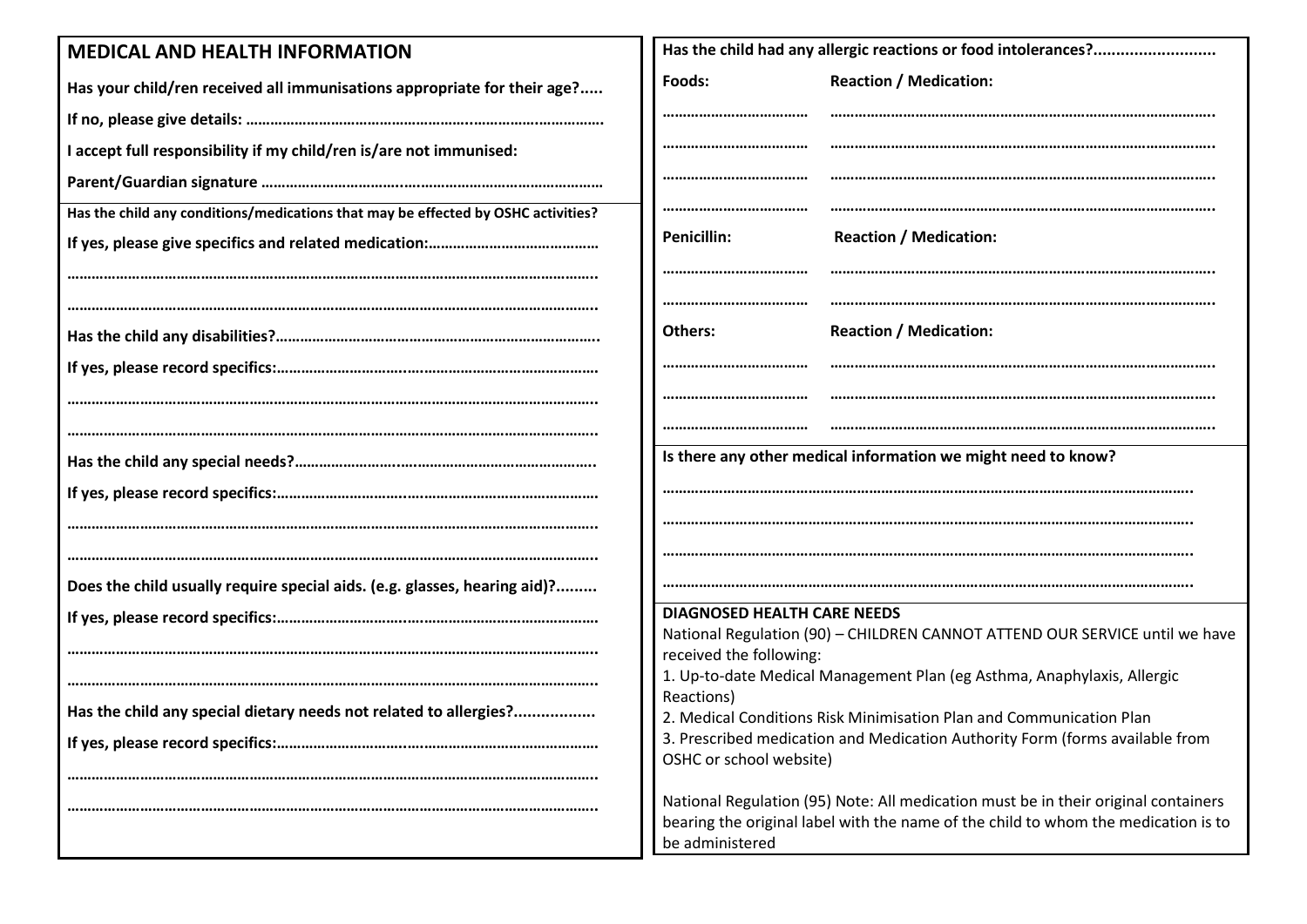## MEDICAL AND HEALTH INFORMATION

**Has your child/ren received all immunisations appropriate for their age?.....**

**If no, please give details: ……………………………………………..………………………**

**I accept full responsibility if my child/ren is/are not immunised:**

**Parent/Guardian signature ……………………………..…………………………………….**

**Has the child any conditions/medications that may be effected by OSHC activities?**

**If yes, please give specifics and related medication:……………………………………**

**…………………………………………………………………………………………………………..**

**…………………………………………………………………………………………………………..**

**Has the child any disabilities?…………………………………………………………………..**

**If yes, please record specifics:……………………………………………………………………**

**…………………………………………………………………………………………………………..**

**…………………………………………………………………………………………………………..**

**Has the child any special needs?……………………..…………………………………….**

**If yes, please record specifics:……………………………………………………………………**

**…………………………………………………………………………………………………………..**

**…………………………………………………………………………………………………………..**

**Does the child usually require special aids. (e.g. glasses, hearing aid)?.........**

**If yes, please record specifics:……………………………………………………………………**

**…………………………………………………………………………………………………………..**

**…………………………………………………………………………………………………………..**

**Has the child any special dietary needs not related to allergies?..................**

**If yes, please record specifics:……………………………………………………………………**

**…………………………………………………………………………………………………………..**

**…………………………………………………………………………………………………………..**

**Has the child had any allergic reactions or food intolerances?..........................**

| **Foods:** | **Reaction / Medication:** |
| --- | --- |
| ……………………………… | ………………………………………………………………………………….. |
| ……………………………… | ………………………………………………………………………………….. |
| ……………………………… | ………………………………………………………………………………….. |
| ……………………………… | ………………………………………………………………………………….. |
| **Penicillin:** | **Reaction / Medication:** |
| ……………………………… | ………………………………………………………………………………….. |
| ……………………………… | ………………………………………………………………………………….. |
| **Others:** | **Reaction / Medication:** |
| ……………………………… | ………………………………………………………………………………….. |
| ……………………………… | ………………………………………………………………………………….. |
| ……………………………… | ………………………………………………………………………………….. |

**Is there any other medical information we might need to know?**

**…………………………………………………………………………………………………………..**

**…………………………………………………………………………………………………………..**

**…………………………………………………………………………………………………………..**

**…………………………………………………………………………………………………………..**

**DIAGNOSED HEALTH CARE NEEDS**

National Regulation (90) – CHILDREN CANNOT ATTEND OUR SERVICE until we have received the following:

1. Up-to-date Medical Management Plan (eg Asthma, Anaphylaxis, Allergic Reactions)
2. Medical Conditions Risk Minimisation Plan and Communication Plan
3. Prescribed medication and Medication Authority Form (forms available from OSHC or school website)

National Regulation (95) Note: All medication must be in their original containers bearing the original label with the name of the child to whom the medication is to be administered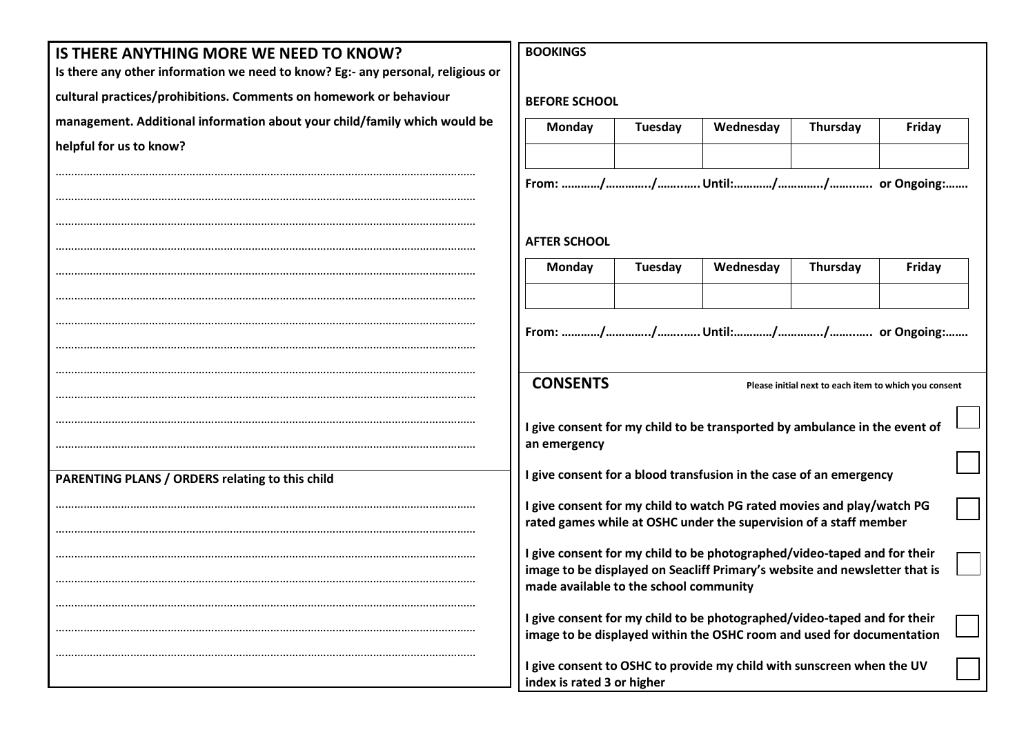## IS THERE ANYTHING MORE WE NEED TO KNOW?

**Is there any other information we need to know? Eg:- any personal, religious or cultural practices/prohibitions. Comments on homework or behaviour management. Additional information about your child/family which would be helpful for us to know?**

…………………………………………………………………………………………………………………………

…………………………………………………………………………………………………………………………

…………………………………………………………………………………………………………………………

…………………………………………………………………………………………………………………………

…………………………………………………………………………………………………………………………

…………………………………………………………………………………………………………………………

…………………………………………………………………………………………………………………………

…………………………………………………………………………………………………………………………

…………………………………………………………………………………………………………………………

…………………………………………………………………………………………………………………………

…………………………………………………………………………………………………………………………

…………………………………………………………………………………………………………………………

**PARENTING PLANS / ORDERS relating to this child**

…………………………………………………………………………………………………………………………

…………………………………………………………………………………………………………………………

…………………………………………………………………………………………………………………………

…………………………………………………………………………………………………………………………

…………………………………………………………………………………………………………………………

…………………………………………………………………………………………………………………………

…………………………………………………………………………………………………………………………

**BOOKINGS**

**BEFORE SCHOOL**

| Monday | Tuesday | Wednesday | Thursday | Friday |
|---|---|---|---|---|
| | | | | |

**From: …………/…………../……..….. Until:…………/…………../……..….. or Ongoing:…….**

**AFTER SCHOOL**

| Monday | Tuesday | Wednesday | Thursday | Friday |
|---|---|---|---|---|
| | | | | |

**From: …………/…………../……..….. Until:…………/…………../……..….. or Ongoing:…….**

## CONSENTS

**Please initial next to each item to which you consent**

**I give consent for my child to be transported by ambulance in the event of an emergency** ☐

**I give consent for a blood transfusion in the case of an emergency** ☐

**I give consent for my child to watch PG rated movies and play/watch PG rated games while at OSHC under the supervision of a staff member** ☐

**I give consent for my child to be photographed/video-taped and for their image to be displayed on Seacliff Primary's website and newsletter that is made available to the school community** ☐

**I give consent for my child to be photographed/video-taped and for their image to be displayed within the OSHC room and used for documentation** ☐

**I give consent to OSHC to provide my child with sunscreen when the UV index is rated 3 or higher** ☐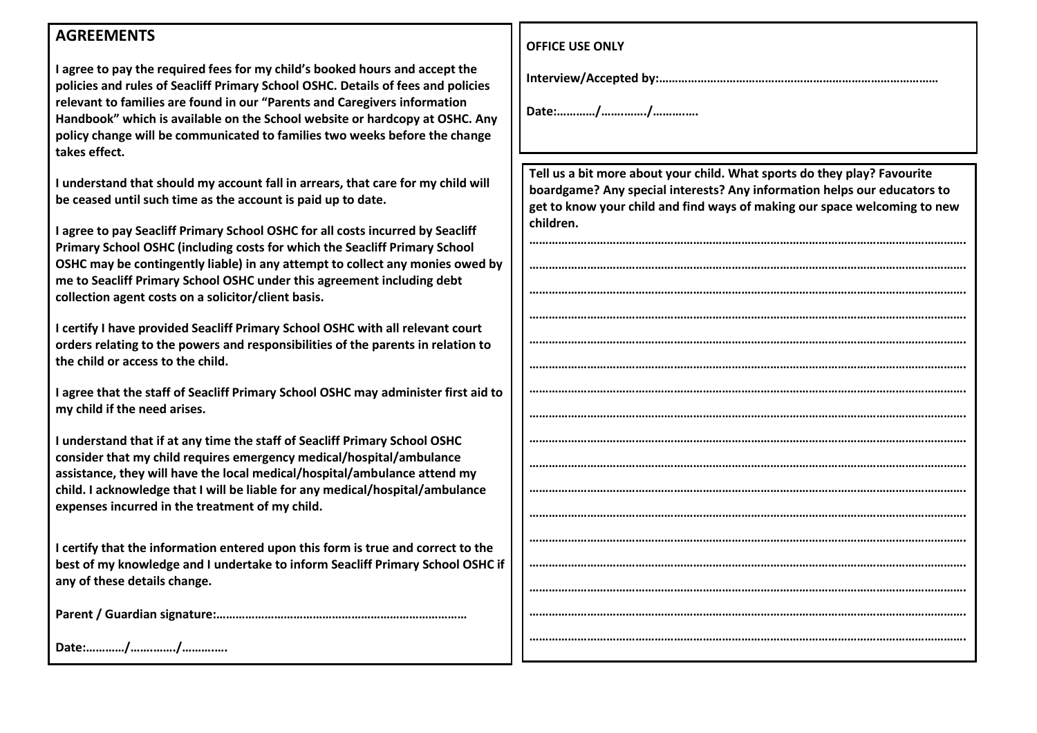## AGREEMENTS

**I agree to pay the required fees for my child's booked hours and accept the policies and rules of Seacliff Primary School OSHC. Details of fees and policies relevant to families are found in our "Parents and Caregivers information Handbook" which is available on the School website or hardcopy at OSHC. Any policy change will be communicated to families two weeks before the change takes effect.**

**I understand that should my account fall in arrears, that care for my child will be ceased until such time as the account is paid up to date.**

**I agree to pay Seacliff Primary School OSHC for all costs incurred by Seacliff Primary School OSHC (including costs for which the Seacliff Primary School OSHC may be contingently liable) in any attempt to collect any monies owed by me to Seacliff Primary School OSHC under this agreement including debt collection agent costs on a solicitor/client basis.**

**I certify I have provided Seacliff Primary School OSHC with all relevant court orders relating to the powers and responsibilities of the parents in relation to the child or access to the child.**

**I agree that the staff of Seacliff Primary School OSHC may administer first aid to my child if the need arises.**

**I understand that if at any time the staff of Seacliff Primary School OSHC consider that my child requires emergency medical/hospital/ambulance assistance, they will have the local medical/hospital/ambulance attend my child. I acknowledge that I will be liable for any medical/hospital/ambulance expenses incurred in the treatment of my child.**

**I certify that the information entered upon this form is true and correct to the best of my knowledge and I undertake to inform Seacliff Primary School OSHC if any of these details change.**

**Parent / Guardian signature:………………………………………………………………….**

**Date:…………/…………./………….**

**OFFICE USE ONLY**

**Interview/Accepted by:………………………………………………………………………….**

**Date:…………/…………./………….**

**Tell us a bit more about your child. What sports do they play? Favourite boardgame? Any special interests? Any information helps our educators to get to know your child and find ways of making our space welcoming to new children.**

…………………………………………………………………………………………………………………………

…………………………………………………………………………………………………………………………

…………………………………………………………………………………………………………………………

…………………………………………………………………………………………………………………………

…………………………………………………………………………………………………………………………

…………………………………………………………………………………………………………………………

…………………………………………………………………………………………………………………………

…………………………………………………………………………………………………………………………

…………………………………………………………………………………………………………………………

…………………………………………………………………………………………………………………………

…………………………………………………………………………………………………………………………

…………………………………………………………………………………………………………………………

…………………………………………………………………………………………………………………………

…………………………………………………………………………………………………………………………

…………………………………………………………………………………………………………………………

…………………………………………………………………………………………………………………………

…………………………………………………………………………………………………………………………